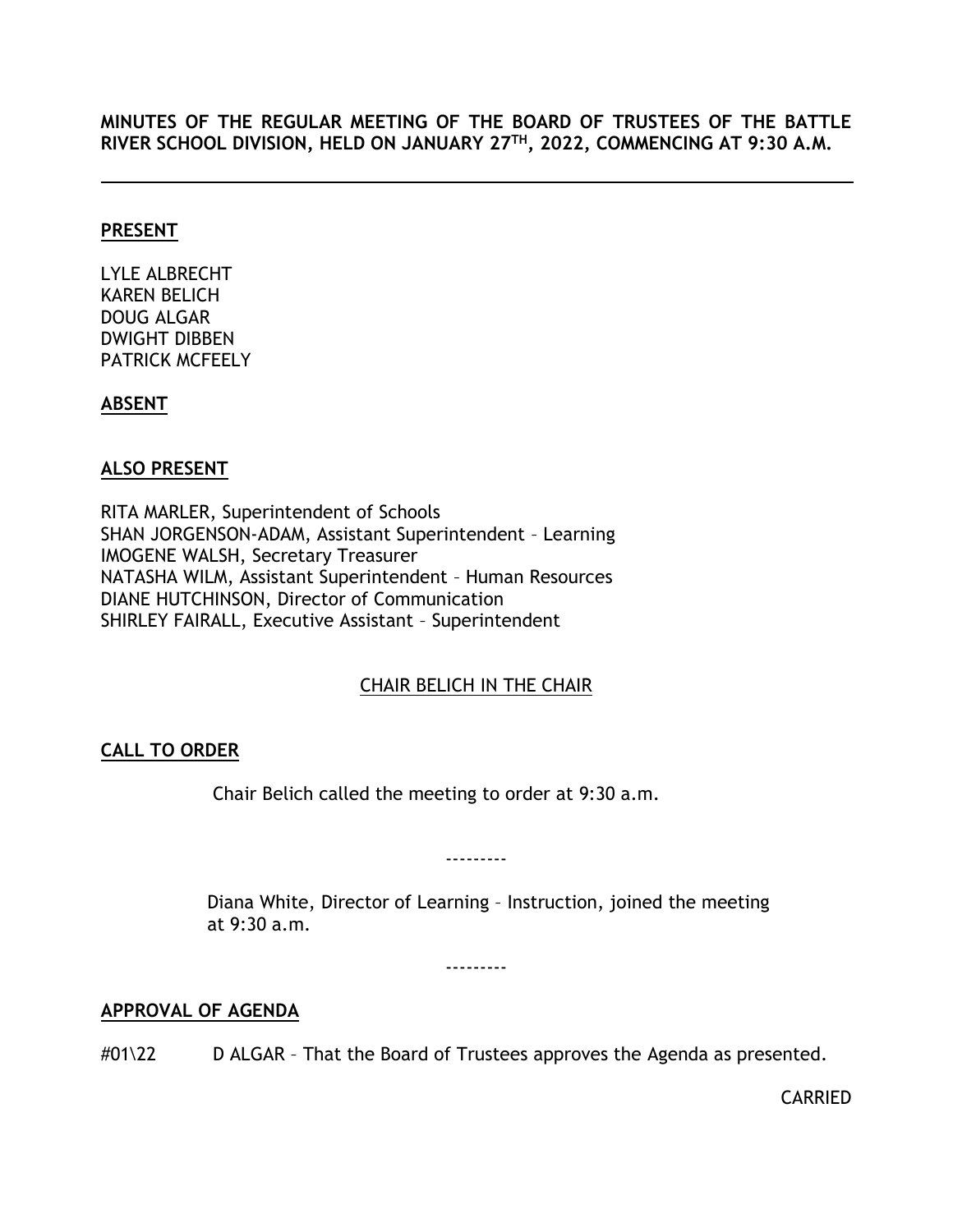**MINUTES OF THE REGULAR MEETING OF THE BOARD OF TRUSTEES OF THE BATTLE RIVER SCHOOL DIVISION, HELD ON JANUARY 27TH, 2022, COMMENCING AT 9:30 A.M.**

---

**PRESENT**

LYLE ALBRECHT
KAREN BELICH
DOUG ALGAR
DWIGHT DIBBEN
PATRICK MCFEELY

**ABSENT**

**ALSO PRESENT**

RITA MARLER, Superintendent of Schools
SHAN JORGENSON-ADAM, Assistant Superintendent – Learning
IMOGENE WALSH, Secretary Treasurer
NATASHA WILM, Assistant Superintendent – Human Resources
DIANE HUTCHINSON, Director of Communication
SHIRLEY FAIRALL, Executive Assistant – Superintendent

CHAIR BELICH IN THE CHAIR

**CALL TO ORDER**

Chair Belich called the meeting to order at 9:30 a.m.

---------

Diana White, Director of Learning – Instruction, joined the meeting at 9:30 a.m.

---------

**APPROVAL OF AGENDA**

#01\22 D ALGAR – That the Board of Trustees approves the Agenda as presented.

CARRIED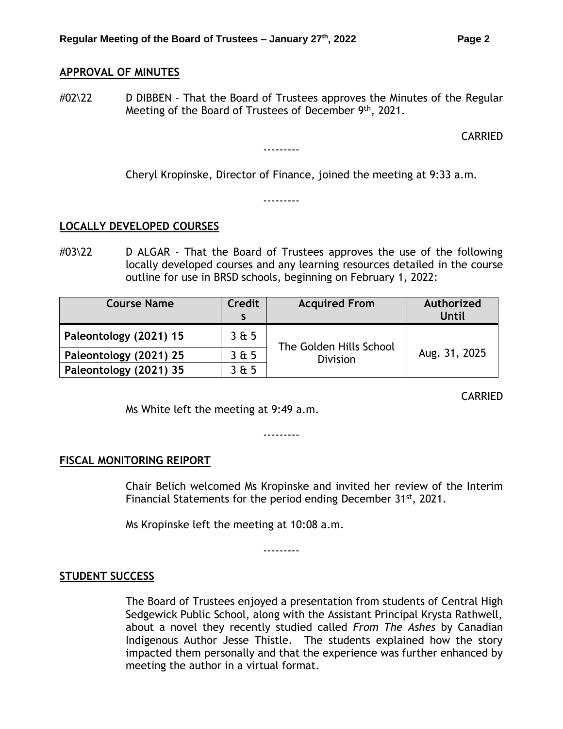## APPROVAL OF MINUTES

#02\22 D DIBBEN – That the Board of Trustees approves the Minutes of the Regular Meeting of the Board of Trustees of December 9th, 2021.

CARRIED

---------

Cheryl Kropinske, Director of Finance, joined the meeting at 9:33 a.m.

---------

## LOCALLY DEVELOPED COURSES

#03\22 D ALGAR - That the Board of Trustees approves the use of the following locally developed courses and any learning resources detailed in the course outline for use in BRSD schools, beginning on February 1, 2022:

| Course Name | Credits | Acquired From | Authorized Until |
|---|---|---|---|
| **Paleontology (2021) 15** | 3 & 5 | The Golden Hills School Division | Aug. 31, 2025 |
| **Paleontology (2021) 25** | 3 & 5 | | |
| **Paleontology (2021) 35** | 3 & 5 | | |

CARRIED

Ms White left the meeting at 9:49 a.m.

---------

## FISCAL MONITORING REIPORT

Chair Belich welcomed Ms Kropinske and invited her review of the Interim Financial Statements for the period ending December 31st, 2021.

Ms Kropinske left the meeting at 10:08 a.m.

---------

## STUDENT SUCCESS

The Board of Trustees enjoyed a presentation from students of Central High Sedgewick Public School, along with the Assistant Principal Krysta Rathwell, about a novel they recently studied called *From The Ashes* by Canadian Indigenous Author Jesse Thistle. The students explained how the story impacted them personally and that the experience was further enhanced by meeting the author in a virtual format.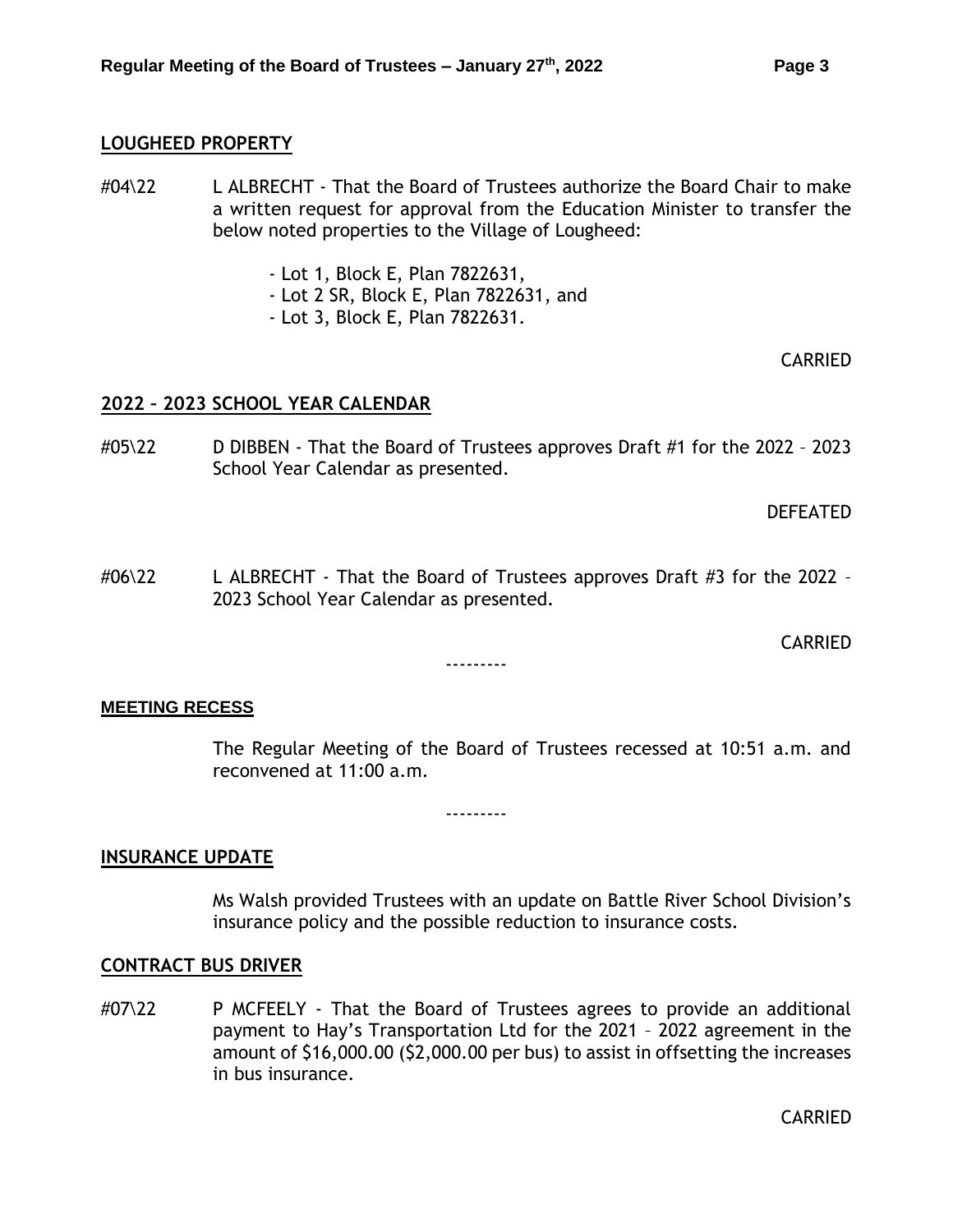## LOUGHEED PROPERTY

#04\22 L ALBRECHT - That the Board of Trustees authorize the Board Chair to make a written request for approval from the Education Minister to transfer the below noted properties to the Village of Lougheed:

- Lot 1, Block E, Plan 7822631,
- Lot 2 SR, Block E, Plan 7822631, and
- Lot 3, Block E, Plan 7822631.

CARRIED

## 2022 – 2023 SCHOOL YEAR CALENDAR

#05\22 D DIBBEN - That the Board of Trustees approves Draft #1 for the 2022 – 2023 School Year Calendar as presented.

DEFEATED

#06\22 L ALBRECHT - That the Board of Trustees approves Draft #3 for the 2022 – 2023 School Year Calendar as presented.

CARRIED

---------

## MEETING RECESS

The Regular Meeting of the Board of Trustees recessed at 10:51 a.m. and reconvened at 11:00 a.m.

---------

## INSURANCE UPDATE

Ms Walsh provided Trustees with an update on Battle River School Division's insurance policy and the possible reduction to insurance costs.

## CONTRACT BUS DRIVER

#07\22 P MCFEELY - That the Board of Trustees agrees to provide an additional payment to Hay's Transportation Ltd for the 2021 – 2022 agreement in the amount of $16,000.00 ($2,000.00 per bus) to assist in offsetting the increases in bus insurance.

CARRIED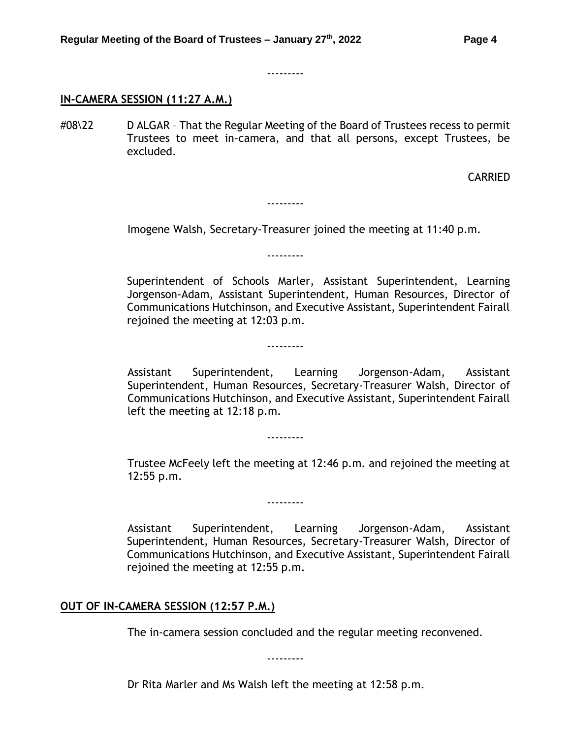---------

**IN-CAMERA SESSION (11:27 A.M.)**

#08\22 D ALGAR – That the Regular Meeting of the Board of Trustees recess to permit Trustees to meet in-camera, and that all persons, except Trustees, be excluded.

CARRIED

---------

Imogene Walsh, Secretary-Treasurer joined the meeting at 11:40 p.m.

---------

Superintendent of Schools Marler, Assistant Superintendent, Learning Jorgenson-Adam, Assistant Superintendent, Human Resources, Director of Communications Hutchinson, and Executive Assistant, Superintendent Fairall rejoined the meeting at 12:03 p.m.

---------

Assistant Superintendent, Learning Jorgenson-Adam, Assistant Superintendent, Human Resources, Secretary-Treasurer Walsh, Director of Communications Hutchinson, and Executive Assistant, Superintendent Fairall left the meeting at 12:18 p.m.

---------

Trustee McFeely left the meeting at 12:46 p.m. and rejoined the meeting at 12:55 p.m.

---------

Assistant Superintendent, Learning Jorgenson-Adam, Assistant Superintendent, Human Resources, Secretary-Treasurer Walsh, Director of Communications Hutchinson, and Executive Assistant, Superintendent Fairall rejoined the meeting at 12:55 p.m.

**OUT OF IN-CAMERA SESSION (12:57 P.M.)**

The in-camera session concluded and the regular meeting reconvened.

---------

Dr Rita Marler and Ms Walsh left the meeting at 12:58 p.m.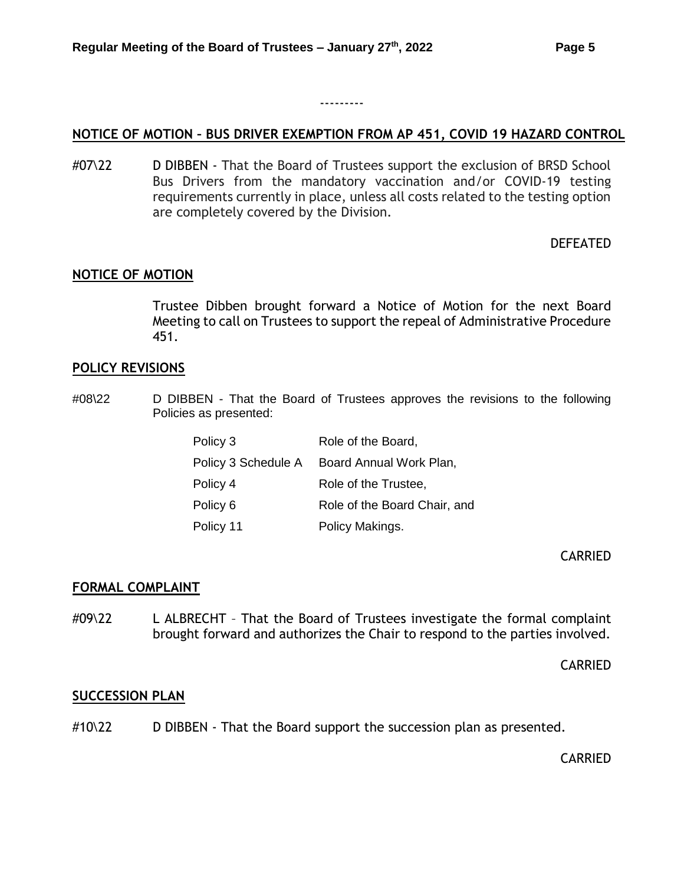---------

**NOTICE OF MOTION – BUS DRIVER EXEMPTION FROM AP 451, COVID 19 HAZARD CONTROL**

#07\22 D DIBBEN - That the Board of Trustees support the exclusion of BRSD School Bus Drivers from the mandatory vaccination and/or COVID-19 testing requirements currently in place, unless all costs related to the testing option are completely covered by the Division.

DEFEATED

**NOTICE OF MOTION**

Trustee Dibben brought forward a Notice of Motion for the next Board Meeting to call on Trustees to support the repeal of Administrative Procedure 451.

**POLICY REVISIONS**

#08\22 D DIBBEN - That the Board of Trustees approves the revisions to the following Policies as presented:

| | |
|---|---|
| Policy 3 | Role of the Board, |
| Policy 3 Schedule A | Board Annual Work Plan, |
| Policy 4 | Role of the Trustee, |
| Policy 6 | Role of the Board Chair, and |
| Policy 11 | Policy Makings. |

CARRIED

**FORMAL COMPLAINT**

#09\22 L ALBRECHT – That the Board of Trustees investigate the formal complaint brought forward and authorizes the Chair to respond to the parties involved.

CARRIED

**SUCCESSION PLAN**

#10\22 D DIBBEN - That the Board support the succession plan as presented.

CARRIED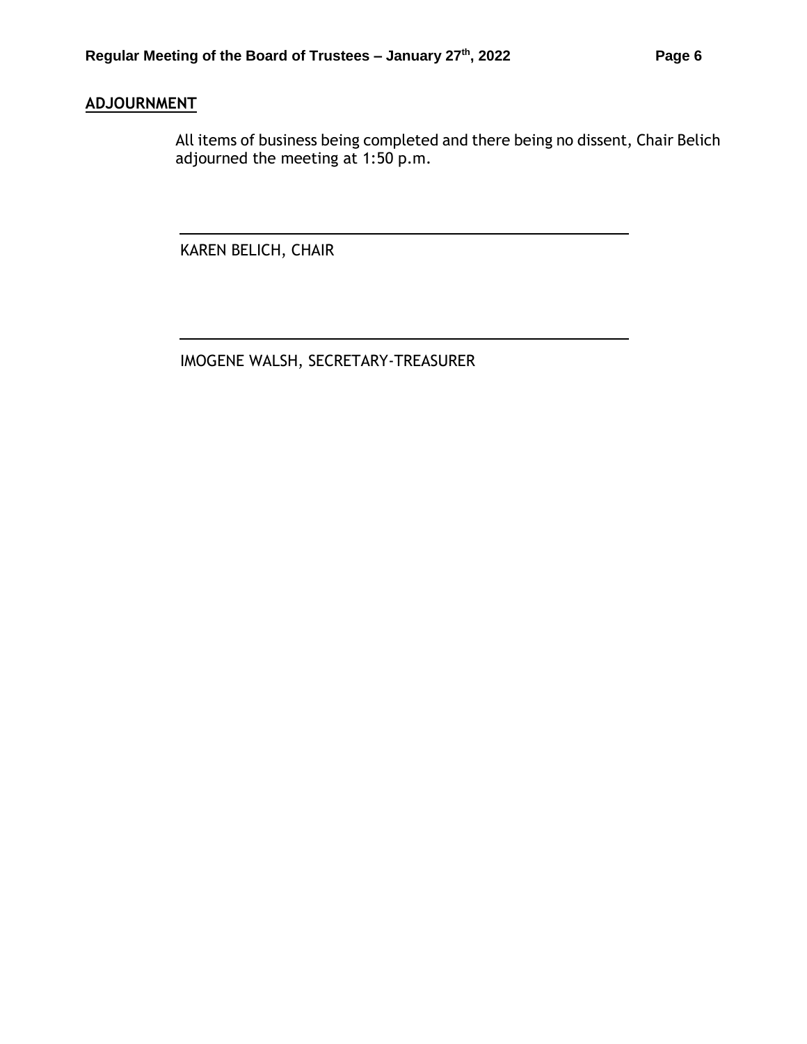## ADJOURNMENT

All items of business being completed and there being no dissent, Chair Belich adjourned the meeting at 1:50 p.m.

_______________________________________________

KAREN BELICH, CHAIR

_______________________________________________

IMOGENE WALSH, SECRETARY-TREASURER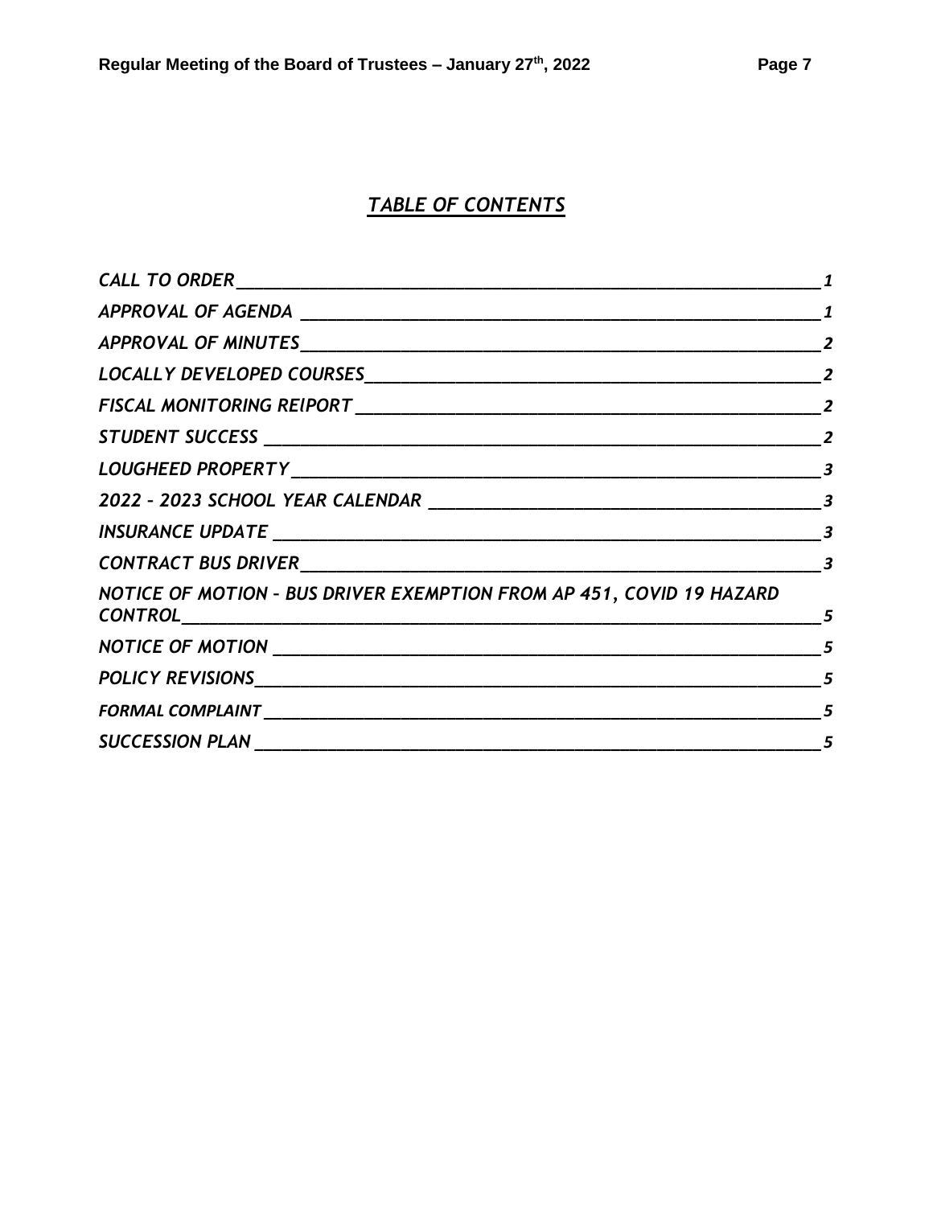## *TABLE OF CONTENTS*

*CALL TO ORDER* ______ *1*

*APPROVAL OF AGENDA* ______ *1*

*APPROVAL OF MINUTES* ______ *2*

*LOCALLY DEVELOPED COURSES* ______ *2*

*FISCAL MONITORING REIPORT* ______ *2*

*STUDENT SUCCESS* ______ *2*

*LOUGHEED PROPERTY* ______ *3*

*2022 – 2023 SCHOOL YEAR CALENDAR* ______ *3*

*INSURANCE UPDATE* ______ *3*

*CONTRACT BUS DRIVER* ______ *3*

*NOTICE OF MOTION – BUS DRIVER EXEMPTION FROM AP 451, COVID 19 HAZARD CONTROL* ______ *5*

*NOTICE OF MOTION* ______ *5*

*POLICY REVISIONS* ______ *5*

*FORMAL COMPLAINT* ______ *5*

*SUCCESSION PLAN* ______ *5*